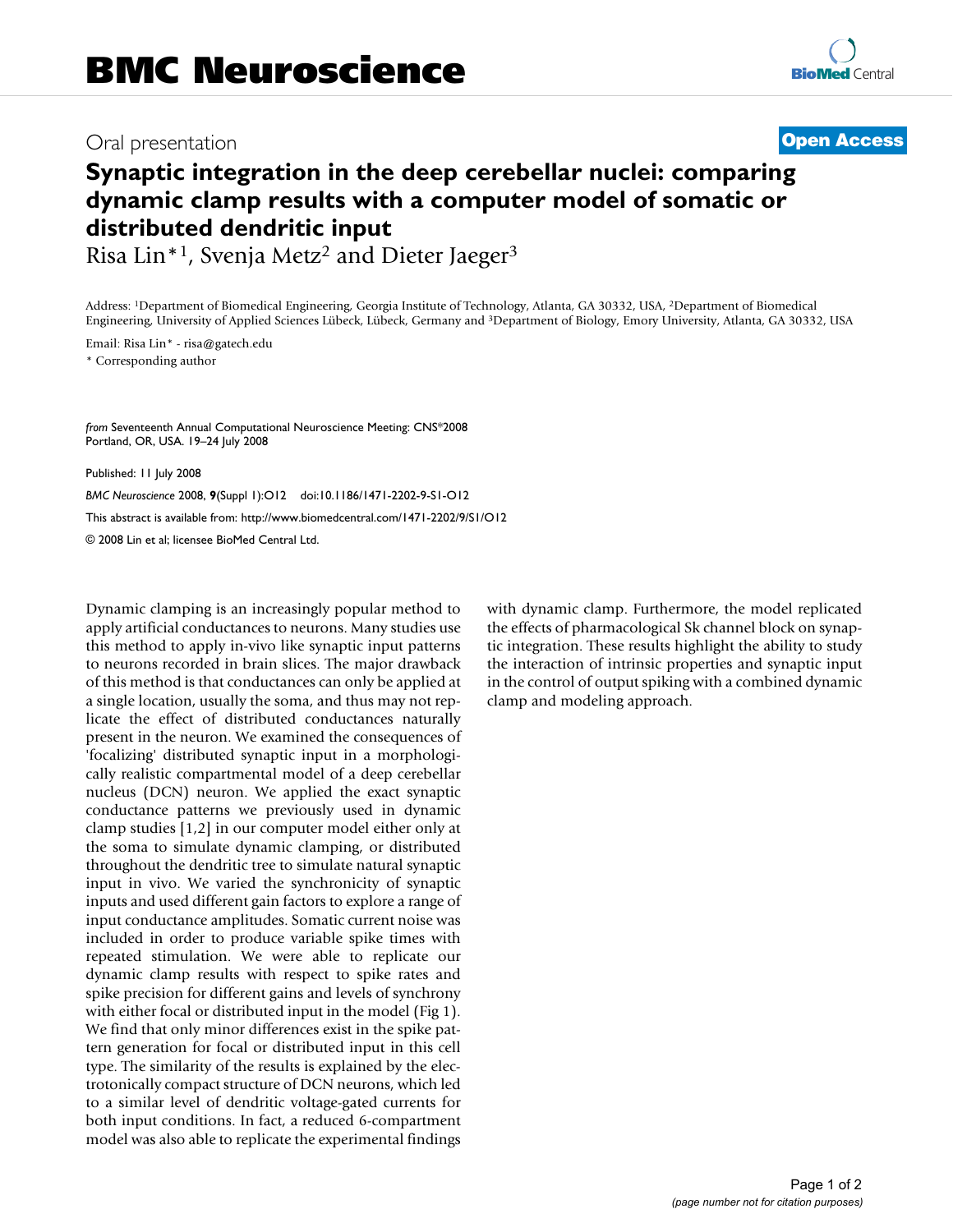# BMC Neuroscience

Oral presentation

**Open Access**

# Synaptic integration in the deep cerebellar nuclei: comparing dynamic clamp results with a computer model of somatic or distributed dendritic input

Risa Lin*[1], Svenja Metz[2] and Dieter Jaeger[3]

Address: [1]Department of Biomedical Engineering, Georgia Institute of Technology, Atlanta, GA 30332, USA, [2]Department of Biomedical Engineering, University of Applied Sciences Lübeck, Lübeck, Germany and [3]Department of Biology, Emory University, Atlanta, GA 30332, USA

Email: Risa Lin* - risa@gatech.edu

* Corresponding author

*from* Seventeenth Annual Computational Neuroscience Meeting: CNS*2008
Portland, OR, USA. 19–24 July 2008

Published: 11 July 2008

*BMC Neuroscience* 2008, **9**(Suppl 1):O12 doi:10.1186/1471-2202-9-S1-O12

This abstract is available from: http://www.biomedcentral.com/1471-2202/9/S1/O12

© 2008 Lin et al; licensee BioMed Central Ltd.

Dynamic clamping is an increasingly popular method to apply artificial conductances to neurons. Many studies use this method to apply in-vivo like synaptic input patterns to neurons recorded in brain slices. The major drawback of this method is that conductances can only be applied at a single location, usually the soma, and thus may not replicate the effect of distributed conductances naturally present in the neuron. We examined the consequences of 'focalizing' distributed synaptic input in a morphologically realistic compartmental model of a deep cerebellar nucleus (DCN) neuron. We applied the exact synaptic conductance patterns we previously used in dynamic clamp studies [1,2] in our computer model either only at the soma to simulate dynamic clamping, or distributed throughout the dendritic tree to simulate natural synaptic input in vivo. We varied the synchronicity of synaptic inputs and used different gain factors to explore a range of input conductance amplitudes. Somatic current noise was included in order to produce variable spike times with repeated stimulation. We were able to replicate our dynamic clamp results with respect to spike rates and spike precision for different gains and levels of synchrony with either focal or distributed input in the model (Fig 1). We find that only minor differences exist in the spike pattern generation for focal or distributed input in this cell type. The similarity of the results is explained by the electrotonically compact structure of DCN neurons, which led to a similar level of dendritic voltage-gated currents for both input conditions. In fact, a reduced 6-compartment model was also able to replicate the experimental findings with dynamic clamp. Furthermore, the model replicated the effects of pharmacological Sk channel block on synaptic integration. These results highlight the ability to study the interaction of intrinsic properties and synaptic input in the control of output spiking with a combined dynamic clamp and modeling approach.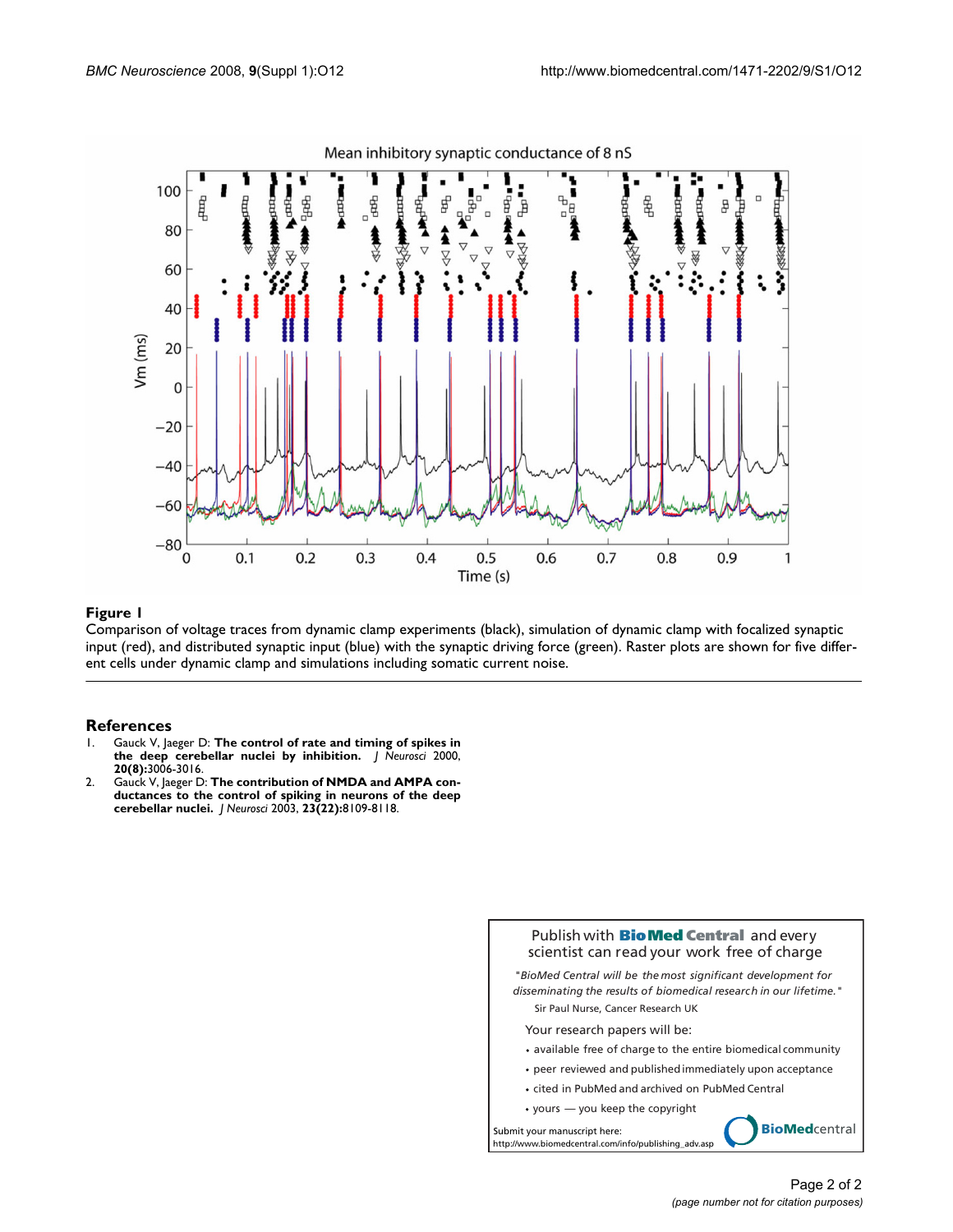Mean inhibitory synaptic conductance of 8 nS

Vm (ms)

100
80
60
40
20
0
−20
−40
−60
−80

0 0.1 0.2 0.3 0.4 0.5 0.6 0.7 0.8 0.9 1

Time (s)

**Figure 1**

Comparison of voltage traces from dynamic clamp experiments (black), simulation of dynamic clamp with focalized synaptic input (red), and distributed synaptic input (blue) with the synaptic driving force (green). Raster plots are shown for five different cells under dynamic clamp and simulations including somatic current noise.

## References

1. Gauck V, Jaeger D: **The control of rate and timing of spikes in the deep cerebellar nuclei by inhibition.** *J Neurosci* 2000, **20(8):**3006-3016.
2. Gauck V, Jaeger D: **The contribution of NMDA and AMPA conductances to the control of spiking in neurons of the deep cerebellar nuclei.** *J Neurosci* 2003, **23(22):**8109-8118.

Publish with **BioMed Central** and every scientist can read your work free of charge

*"BioMed Central will be the most significant development for disseminating the results of biomedical research in our lifetime."*

Sir Paul Nurse, Cancer Research UK

Your research papers will be:

- available free of charge to the entire biomedical community
- peer reviewed and published immediately upon acceptance
- cited in PubMed and archived on PubMed Central
- yours — you keep the copyright

Submit your manuscript here:
http://www.biomedcentral.com/info/publishing_adv.asp

BioMedcentral